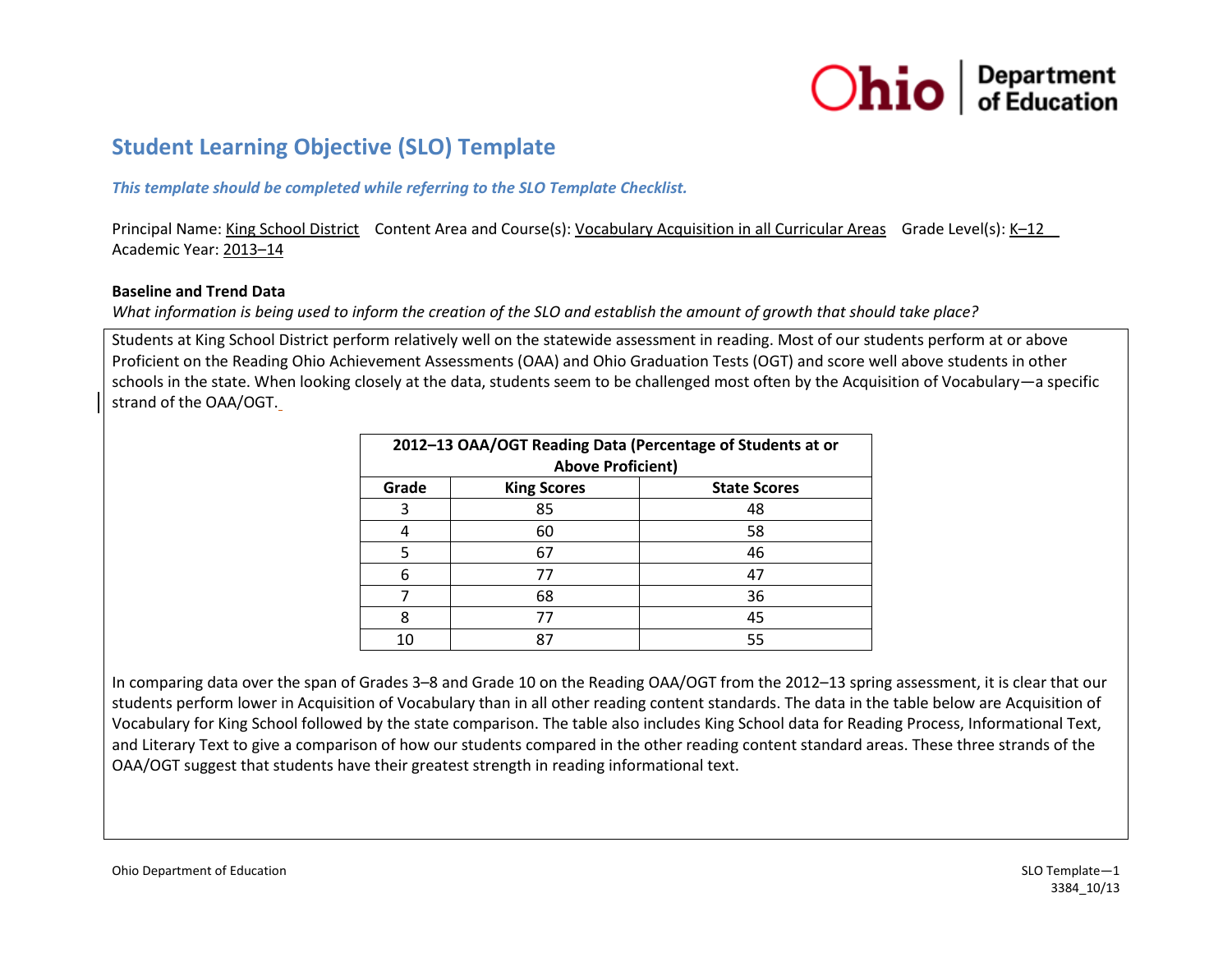# Student Learning Objective (SLO) Template

***This template should be completed while referring to the SLO Template Checklist.***

Principal Name: King School District Content Area and Course(s): Vocabulary Acquisition in all Curricular Areas Grade Level(s): K–12
Academic Year: 2013–14

**Baseline and Trend Data**

*What information is being used to inform the creation of the SLO and establish the amount of growth that should take place?*

Students at King School District perform relatively well on the statewide assessment in reading. Most of our students perform at or above Proficient on the Reading Ohio Achievement Assessments (OAA) and Ohio Graduation Tests (OGT) and score well above students in other schools in the state. When looking closely at the data, students seem to be challenged most often by the Acquisition of Vocabulary—a specific strand of the OAA/OGT.

| 2012–13 OAA/OGT Reading Data (Percentage of Students at or Above Proficient) | | |
|---|---|---|
| **Grade** | **King Scores** | **State Scores** |
| 3 | 85 | 48 |
| 4 | 60 | 58 |
| 5 | 67 | 46 |
| 6 | 77 | 47 |
| 7 | 68 | 36 |
| 8 | 77 | 45 |
| 10 | 87 | 55 |

In comparing data over the span of Grades 3–8 and Grade 10 on the Reading OAA/OGT from the 2012–13 spring assessment, it is clear that our students perform lower in Acquisition of Vocabulary than in all other reading content standards. The data in the table below are Acquisition of Vocabulary for King School followed by the state comparison. The table also includes King School data for Reading Process, Informational Text, and Literary Text to give a comparison of how our students compared in the other reading content standard areas. These three strands of the OAA/OGT suggest that students have their greatest strength in reading informational text.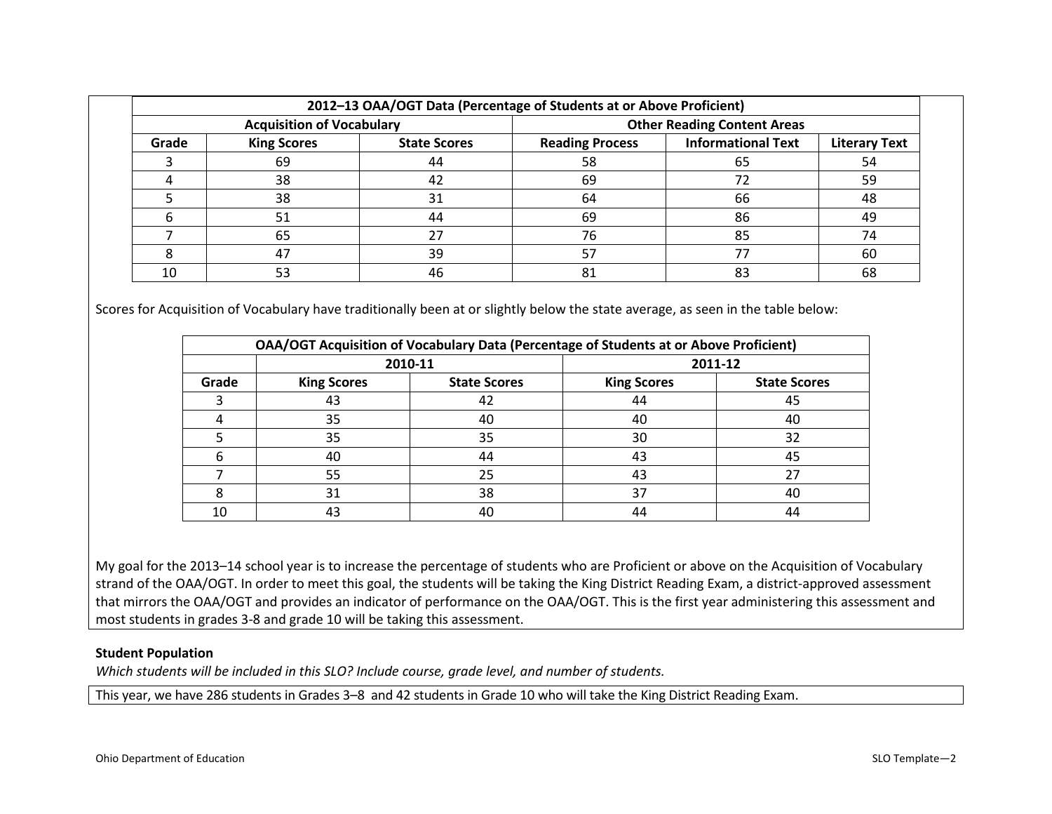| 2012–13 OAA/OGT Data (Percentage of Students at or Above Proficient) | | | | | |
|---|---|---|---|---|---|
| Acquisition of Vocabulary | | | Other Reading Content Areas | | |
| **Grade** | **King Scores** | **State Scores** | **Reading Process** | **Informational Text** | **Literary Text** |
| 3 | 69 | 44 | 58 | 65 | 54 |
| 4 | 38 | 42 | 69 | 72 | 59 |
| 5 | 38 | 31 | 64 | 66 | 48 |
| 6 | 51 | 44 | 69 | 86 | 49 |
| 7 | 65 | 27 | 76 | 85 | 74 |
| 8 | 47 | 39 | 57 | 77 | 60 |
| 10 | 53 | 46 | 81 | 83 | 68 |

Scores for Acquisition of Vocabulary have traditionally been at or slightly below the state average, as seen in the table below:

| OAA/OGT Acquisition of Vocabulary Data (Percentage of Students at or Above Proficient) | | | | |
|---|---|---|---|---|
| | 2010-11 | | 2011-12 | |
| **Grade** | **King Scores** | **State Scores** | **King Scores** | **State Scores** |
| 3 | 43 | 42 | 44 | 45 |
| 4 | 35 | 40 | 40 | 40 |
| 5 | 35 | 35 | 30 | 32 |
| 6 | 40 | 44 | 43 | 45 |
| 7 | 55 | 25 | 43 | 27 |
| 8 | 31 | 38 | 37 | 40 |
| 10 | 43 | 40 | 44 | 44 |

My goal for the 2013–14 school year is to increase the percentage of students who are Proficient or above on the Acquisition of Vocabulary strand of the OAA/OGT. In order to meet this goal, the students will be taking the King District Reading Exam, a district-approved assessment that mirrors the OAA/OGT and provides an indicator of performance on the OAA/OGT. This is the first year administering this assessment and most students in grades 3-8 and grade 10 will be taking this assessment.

**Student Population**

*Which students will be included in this SLO? Include course, grade level, and number of students.*

This year, we have 286 students in Grades 3–8 and 42 students in Grade 10 who will take the King District Reading Exam.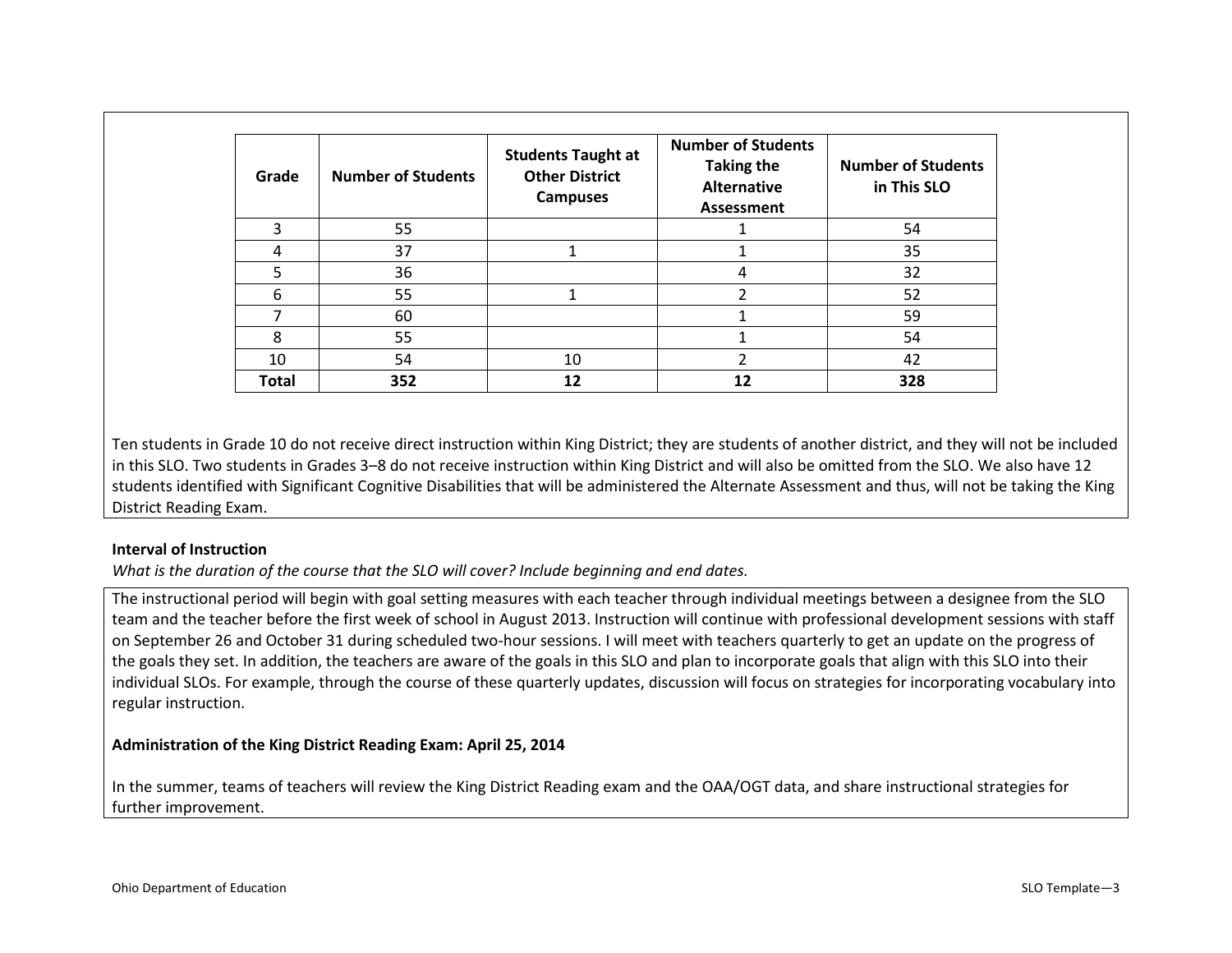| Grade | Number of Students | Students Taught at Other District Campuses | Number of Students Taking the Alternative Assessment | Number of Students in This SLO |
|---|---|---|---|---|
| 3 | 55 | | 1 | 54 |
| 4 | 37 | 1 | 1 | 35 |
| 5 | 36 | | 4 | 32 |
| 6 | 55 | 1 | 2 | 52 |
| 7 | 60 | | 1 | 59 |
| 8 | 55 | | 1 | 54 |
| 10 | 54 | 10 | 2 | 42 |
| **Total** | **352** | **12** | **12** | **328** |

Ten students in Grade 10 do not receive direct instruction within King District; they are students of another district, and they will not be included in this SLO. Two students in Grades 3–8 do not receive instruction within King District and will also be omitted from the SLO. We also have 12 students identified with Significant Cognitive Disabilities that will be administered the Alternate Assessment and thus, will not be taking the King District Reading Exam.

**Interval of Instruction**

*What is the duration of the course that the SLO will cover? Include beginning and end dates.*

The instructional period will begin with goal setting measures with each teacher through individual meetings between a designee from the SLO team and the teacher before the first week of school in August 2013. Instruction will continue with professional development sessions with staff on September 26 and October 31 during scheduled two-hour sessions. I will meet with teachers quarterly to get an update on the progress of the goals they set. In addition, the teachers are aware of the goals in this SLO and plan to incorporate goals that align with this SLO into their individual SLOs. For example, through the course of these quarterly updates, discussion will focus on strategies for incorporating vocabulary into regular instruction.

**Administration of the King District Reading Exam: April 25, 2014**

In the summer, teams of teachers will review the King District Reading exam and the OAA/OGT data, and share instructional strategies for further improvement.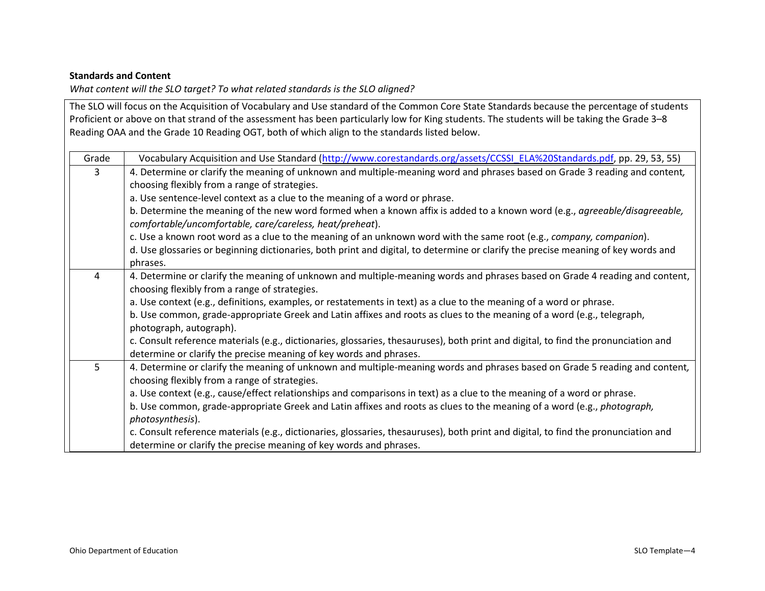**Standards and Content**

*What content will the SLO target? To what related standards is the SLO aligned?*

The SLO will focus on the Acquisition of Vocabulary and Use standard of the Common Core State Standards because the percentage of students Proficient or above on that strand of the assessment has been particularly low for King students. The students will be taking the Grade 3–8 Reading OAA and the Grade 10 Reading OGT, both of which align to the standards listed below.

| Grade | Vocabulary Acquisition and Use Standard (http://www.corestandards.org/assets/CCSSI_ELA%20Standards.pdf, pp. 29, 53, 55) |
|---|---|
| 3 | 4. Determine or clarify the meaning of unknown and multiple-meaning word and phrases based on Grade 3 reading and content, choosing flexibly from a range of strategies.<br>a. Use sentence-level context as a clue to the meaning of a word or phrase.<br>b. Determine the meaning of the new word formed when a known affix is added to a known word (e.g., *agreeable/disagreeable, comfortable/uncomfortable, care/careless, heat/preheat*).<br>c. Use a known root word as a clue to the meaning of an unknown word with the same root (e.g., *company, companion*).<br>d. Use glossaries or beginning dictionaries, both print and digital, to determine or clarify the precise meaning of key words and phrases. |
| 4 | 4. Determine or clarify the meaning of unknown and multiple-meaning words and phrases based on Grade 4 reading and content, choosing flexibly from a range of strategies.<br>a. Use context (e.g., definitions, examples, or restatements in text) as a clue to the meaning of a word or phrase.<br>b. Use common, grade-appropriate Greek and Latin affixes and roots as clues to the meaning of a word (e.g., telegraph, photograph, autograph).<br>c. Consult reference materials (e.g., dictionaries, glossaries, thesauruses), both print and digital, to find the pronunciation and determine or clarify the precise meaning of key words and phrases. |
| 5 | 4. Determine or clarify the meaning of unknown and multiple-meaning words and phrases based on Grade 5 reading and content, choosing flexibly from a range of strategies.<br>a. Use context (e.g., cause/effect relationships and comparisons in text) as a clue to the meaning of a word or phrase.<br>b. Use common, grade-appropriate Greek and Latin affixes and roots as clues to the meaning of a word (e.g., *photograph, photosynthesis*).<br>c. Consult reference materials (e.g., dictionaries, glossaries, thesauruses), both print and digital, to find the pronunciation and determine or clarify the precise meaning of key words and phrases. |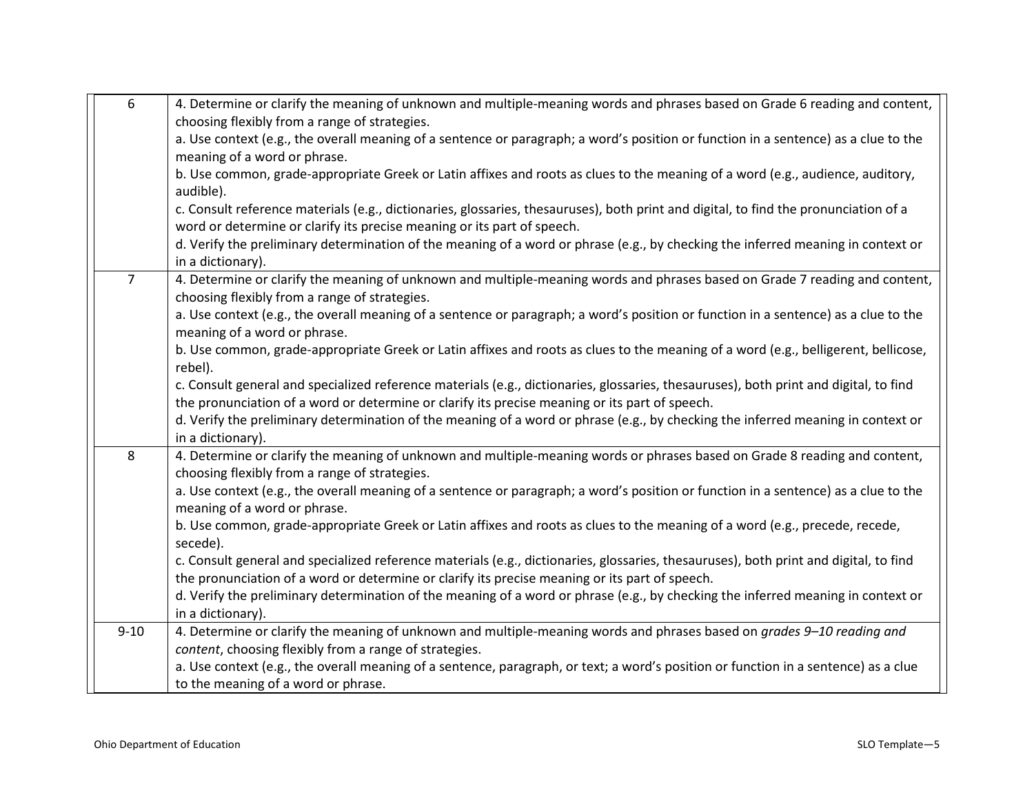| | |
|---|---|
| 6 | 4. Determine or clarify the meaning of unknown and multiple-meaning words and phrases based on Grade 6 reading and content, choosing flexibly from a range of strategies.<br>a. Use context (e.g., the overall meaning of a sentence or paragraph; a word's position or function in a sentence) as a clue to the meaning of a word or phrase.<br>b. Use common, grade-appropriate Greek or Latin affixes and roots as clues to the meaning of a word (e.g., audience, auditory, audible).<br>c. Consult reference materials (e.g., dictionaries, glossaries, thesauruses), both print and digital, to find the pronunciation of a word or determine or clarify its precise meaning or its part of speech.<br>d. Verify the preliminary determination of the meaning of a word or phrase (e.g., by checking the inferred meaning in context or in a dictionary). |
| 7 | 4. Determine or clarify the meaning of unknown and multiple-meaning words and phrases based on Grade 7 reading and content, choosing flexibly from a range of strategies.<br>a. Use context (e.g., the overall meaning of a sentence or paragraph; a word's position or function in a sentence) as a clue to the meaning of a word or phrase.<br>b. Use common, grade-appropriate Greek or Latin affixes and roots as clues to the meaning of a word (e.g., belligerent, bellicose, rebel).<br>c. Consult general and specialized reference materials (e.g., dictionaries, glossaries, thesauruses), both print and digital, to find the pronunciation of a word or determine or clarify its precise meaning or its part of speech.<br>d. Verify the preliminary determination of the meaning of a word or phrase (e.g., by checking the inferred meaning in context or in a dictionary). |
| 8 | 4. Determine or clarify the meaning of unknown and multiple-meaning words or phrases based on Grade 8 reading and content, choosing flexibly from a range of strategies.<br>a. Use context (e.g., the overall meaning of a sentence or paragraph; a word's position or function in a sentence) as a clue to the meaning of a word or phrase.<br>b. Use common, grade-appropriate Greek or Latin affixes and roots as clues to the meaning of a word (e.g., precede, recede, secede).<br>c. Consult general and specialized reference materials (e.g., dictionaries, glossaries, thesauruses), both print and digital, to find the pronunciation of a word or determine or clarify its precise meaning or its part of speech.<br>d. Verify the preliminary determination of the meaning of a word or phrase (e.g., by checking the inferred meaning in context or in a dictionary). |
| 9-10 | 4. Determine or clarify the meaning of unknown and multiple-meaning words and phrases based on *grades 9–10 reading and content*, choosing flexibly from a range of strategies.<br>a. Use context (e.g., the overall meaning of a sentence, paragraph, or text; a word's position or function in a sentence) as a clue to the meaning of a word or phrase. |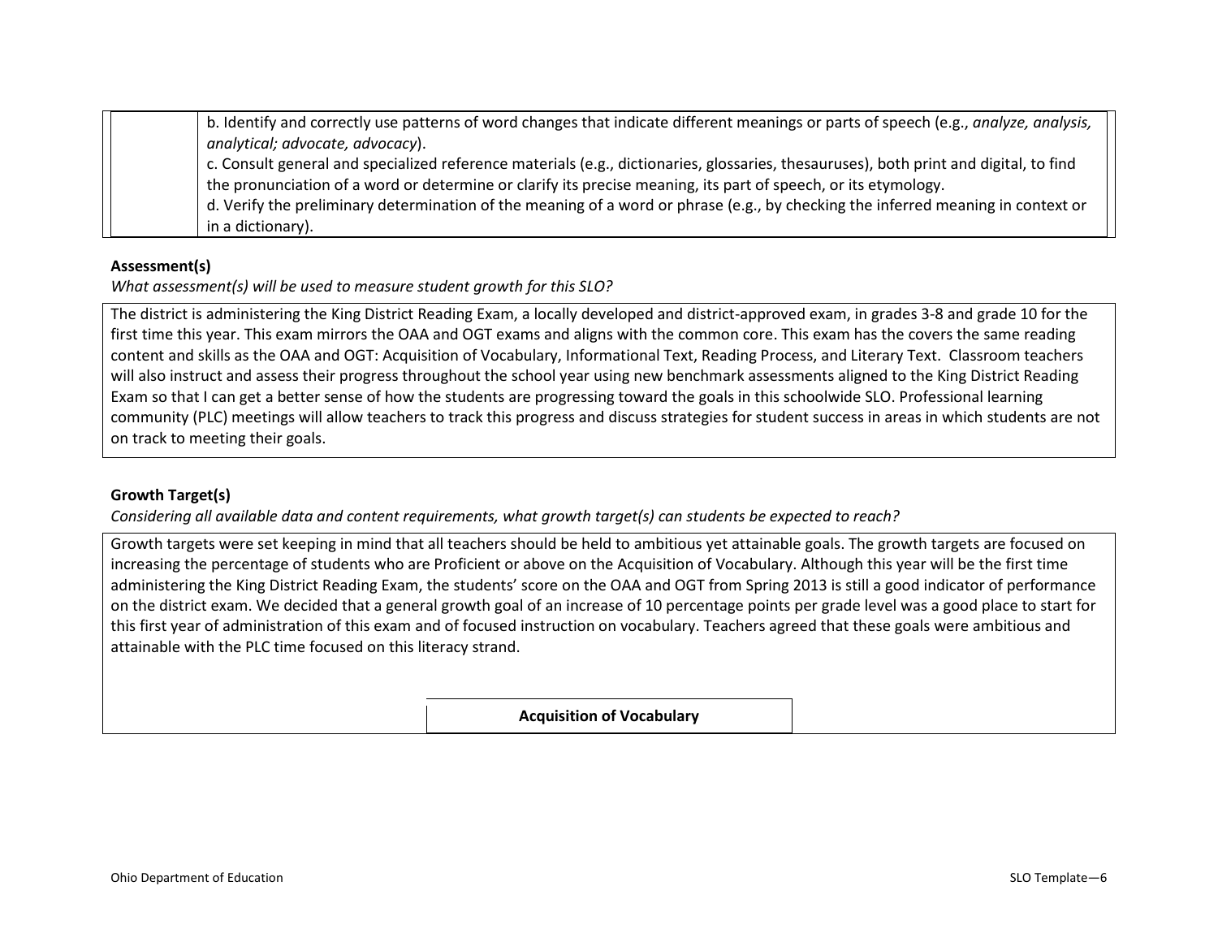| | |
|---|---|
| | b. Identify and correctly use patterns of word changes that indicate different meanings or parts of speech (e.g., *analyze, analysis, analytical; advocate, advocacy*).<br>c. Consult general and specialized reference materials (e.g., dictionaries, glossaries, thesauruses), both print and digital, to find the pronunciation of a word or determine or clarify its precise meaning, its part of speech, or its etymology.<br>d. Verify the preliminary determination of the meaning of a word or phrase (e.g., by checking the inferred meaning in context or in a dictionary). |

**Assessment(s)**

*What assessment(s) will be used to measure student growth for this SLO?*

The district is administering the King District Reading Exam, a locally developed and district-approved exam, in grades 3-8 and grade 10 for the first time this year. This exam mirrors the OAA and OGT exams and aligns with the common core. This exam has the covers the same reading content and skills as the OAA and OGT: Acquisition of Vocabulary, Informational Text, Reading Process, and Literary Text. Classroom teachers will also instruct and assess their progress throughout the school year using new benchmark assessments aligned to the King District Reading Exam so that I can get a better sense of how the students are progressing toward the goals in this schoolwide SLO. Professional learning community (PLC) meetings will allow teachers to track this progress and discuss strategies for student success in areas in which students are not on track to meeting their goals.

**Growth Target(s)**

*Considering all available data and content requirements, what growth target(s) can students be expected to reach?*

Growth targets were set keeping in mind that all teachers should be held to ambitious yet attainable goals. The growth targets are focused on increasing the percentage of students who are Proficient or above on the Acquisition of Vocabulary. Although this year will be the first time administering the King District Reading Exam, the students' score on the OAA and OGT from Spring 2013 is still a good indicator of performance on the district exam. We decided that a general growth goal of an increase of 10 percentage points per grade level was a good place to start for this first year of administration of this exam and of focused instruction on vocabulary. Teachers agreed that these goals were ambitious and attainable with the PLC time focused on this literacy strand.

| Acquisition of Vocabulary |
|---|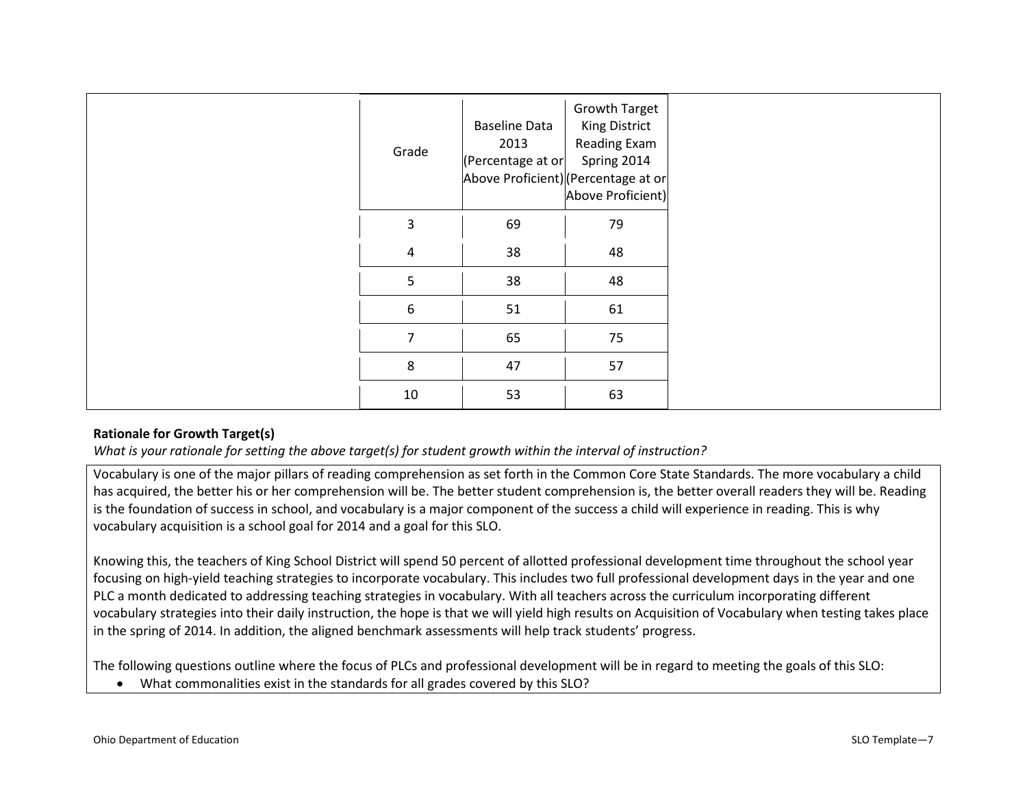| Grade | Baseline Data 2013 (Percentage at or Above Proficient) | Growth Target King District Reading Exam Spring 2014 (Percentage at or Above Proficient) |
|---|---|---|
| 3 | 69 | 79 |
| 4 | 38 | 48 |
| 5 | 38 | 48 |
| 6 | 51 | 61 |
| 7 | 65 | 75 |
| 8 | 47 | 57 |
| 10 | 53 | 63 |

**Rationale for Growth Target(s)**

*What is your rationale for setting the above target(s) for student growth within the interval of instruction?*

Vocabulary is one of the major pillars of reading comprehension as set forth in the Common Core State Standards. The more vocabulary a child has acquired, the better his or her comprehension will be. The better student comprehension is, the better overall readers they will be. Reading is the foundation of success in school, and vocabulary is a major component of the success a child will experience in reading. This is why vocabulary acquisition is a school goal for 2014 and a goal for this SLO.

Knowing this, the teachers of King School District will spend 50 percent of allotted professional development time throughout the school year focusing on high-yield teaching strategies to incorporate vocabulary. This includes two full professional development days in the year and one PLC a month dedicated to addressing teaching strategies in vocabulary. With all teachers across the curriculum incorporating different vocabulary strategies into their daily instruction, the hope is that we will yield high results on Acquisition of Vocabulary when testing takes place in the spring of 2014. In addition, the aligned benchmark assessments will help track students' progress.

The following questions outline where the focus of PLCs and professional development will be in regard to meeting the goals of this SLO:

- What commonalities exist in the standards for all grades covered by this SLO?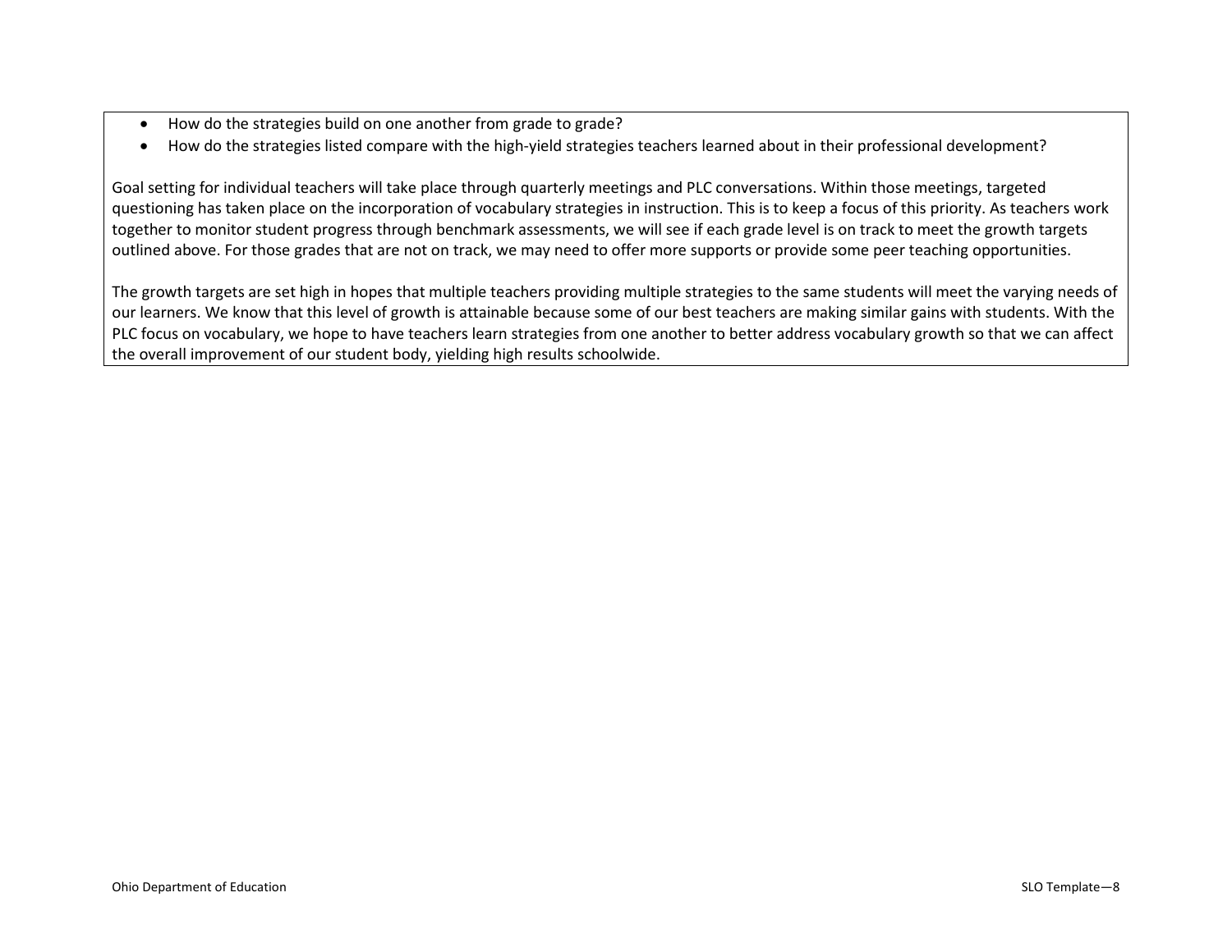- How do the strategies build on one another from grade to grade?
- How do the strategies listed compare with the high-yield strategies teachers learned about in their professional development?

Goal setting for individual teachers will take place through quarterly meetings and PLC conversations. Within those meetings, targeted questioning has taken place on the incorporation of vocabulary strategies in instruction. This is to keep a focus of this priority. As teachers work together to monitor student progress through benchmark assessments, we will see if each grade level is on track to meet the growth targets outlined above. For those grades that are not on track, we may need to offer more supports or provide some peer teaching opportunities.

The growth targets are set high in hopes that multiple teachers providing multiple strategies to the same students will meet the varying needs of our learners. We know that this level of growth is attainable because some of our best teachers are making similar gains with students. With the PLC focus on vocabulary, we hope to have teachers learn strategies from one another to better address vocabulary growth so that we can affect the overall improvement of our student body, yielding high results schoolwide.